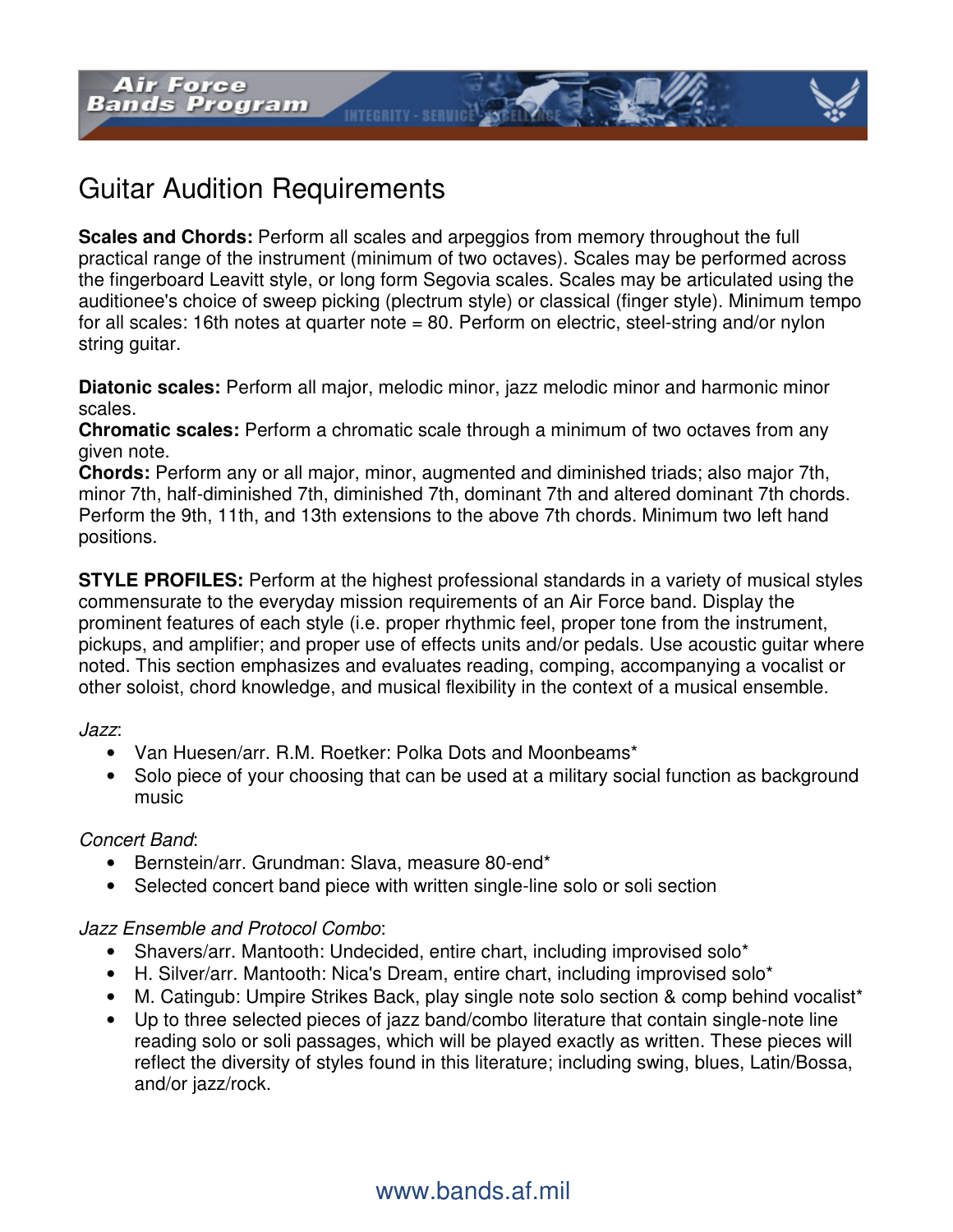# Guitar Audition Requirements

**Scales and Chords:** Perform all scales and arpeggios from memory throughout the full practical range of the instrument (minimum of two octaves). Scales may be performed across the fingerboard Leavitt style, or long form Segovia scales. Scales may be articulated using the auditionee's choice of sweep picking (plectrum style) or classical (finger style). Minimum tempo for all scales: 16th notes at quarter note = 80. Perform on electric, steel-string and/or nylon string guitar.

**Diatonic scales:** Perform all major, melodic minor, jazz melodic minor and harmonic minor scales.
**Chromatic scales:** Perform a chromatic scale through a minimum of two octaves from any given note.
**Chords:** Perform any or all major, minor, augmented and diminished triads; also major 7th, minor 7th, half-diminished 7th, diminished 7th, dominant 7th and altered dominant 7th chords. Perform the 9th, 11th, and 13th extensions to the above 7th chords. Minimum two left hand positions.

**STYLE PROFILES:** Perform at the highest professional standards in a variety of musical styles commensurate to the everyday mission requirements of an Air Force band. Display the prominent features of each style (i.e. proper rhythmic feel, proper tone from the instrument, pickups, and amplifier; and proper use of effects units and/or pedals. Use acoustic guitar where noted. This section emphasizes and evaluates reading, comping, accompanying a vocalist or other soloist, chord knowledge, and musical flexibility in the context of a musical ensemble.

*Jazz*:

- Van Huesen/arr. R.M. Roetker: Polka Dots and Moonbeams*
- Solo piece of your choosing that can be used at a military social function as background music

*Concert Band*:

- Bernstein/arr. Grundman: Slava, measure 80-end*
- Selected concert band piece with written single-line solo or soli section

*Jazz Ensemble and Protocol Combo*:

- Shavers/arr. Mantooth: Undecided, entire chart, including improvised solo*
- H. Silver/arr. Mantooth: Nica's Dream, entire chart, including improvised solo*
- M. Catingub: Umpire Strikes Back, play single note solo section & comp behind vocalist*
- Up to three selected pieces of jazz band/combo literature that contain single-note line reading solo or soli passages, which will be played exactly as written. These pieces will reflect the diversity of styles found in this literature; including swing, blues, Latin/Bossa, and/or jazz/rock.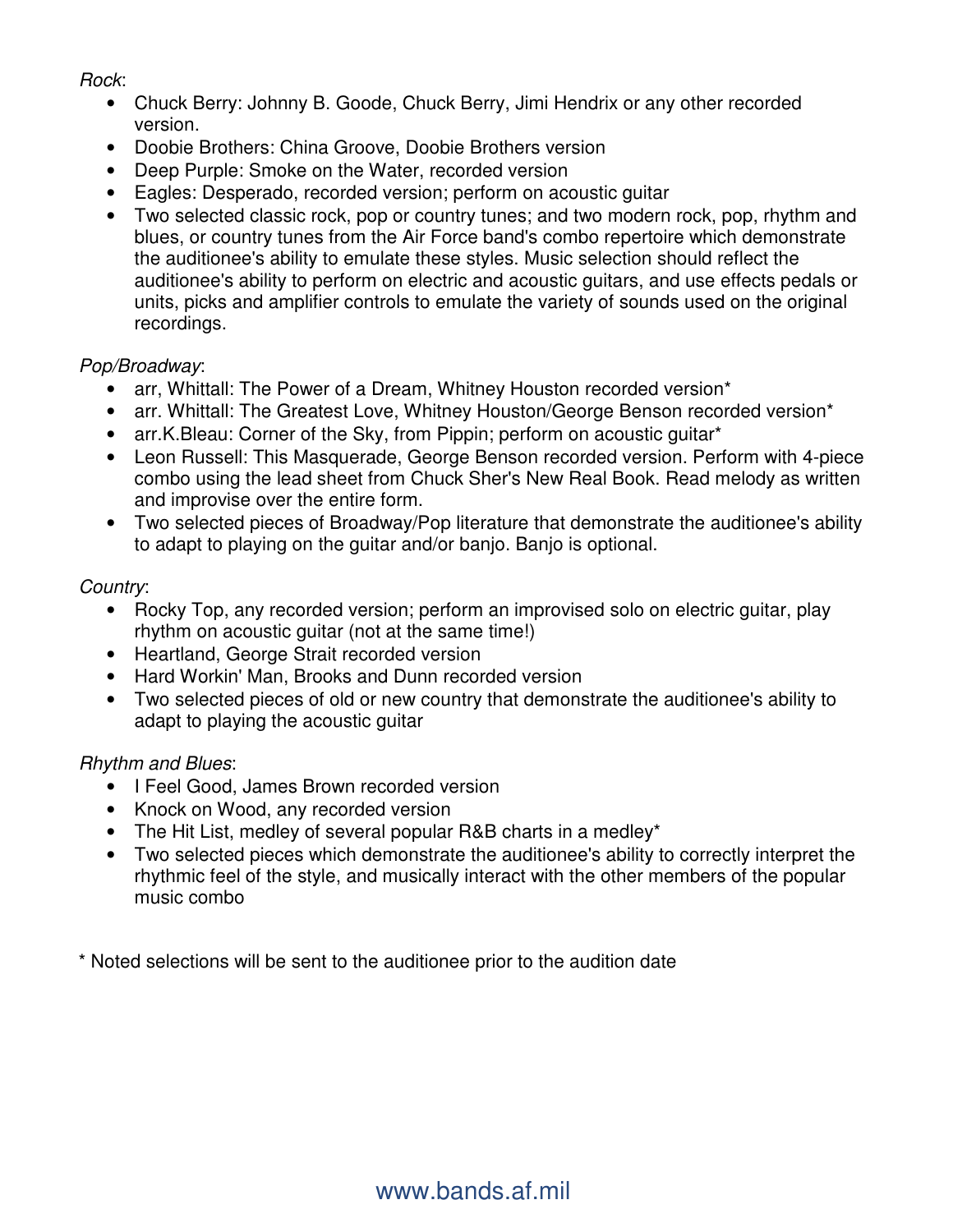*Rock*:

- Chuck Berry: Johnny B. Goode, Chuck Berry, Jimi Hendrix or any other recorded version.
- Doobie Brothers: China Groove, Doobie Brothers version
- Deep Purple: Smoke on the Water, recorded version
- Eagles: Desperado, recorded version; perform on acoustic guitar
- Two selected classic rock, pop or country tunes; and two modern rock, pop, rhythm and blues, or country tunes from the Air Force band's combo repertoire which demonstrate the auditionee's ability to emulate these styles. Music selection should reflect the auditionee's ability to perform on electric and acoustic guitars, and use effects pedals or units, picks and amplifier controls to emulate the variety of sounds used on the original recordings.

*Pop/Broadway*:

- arr, Whittall: The Power of a Dream, Whitney Houston recorded version*
- arr. Whittall: The Greatest Love, Whitney Houston/George Benson recorded version*
- arr.K.Bleau: Corner of the Sky, from Pippin; perform on acoustic guitar*
- Leon Russell: This Masquerade, George Benson recorded version. Perform with 4-piece combo using the lead sheet from Chuck Sher's New Real Book. Read melody as written and improvise over the entire form.
- Two selected pieces of Broadway/Pop literature that demonstrate the auditionee's ability to adapt to playing on the guitar and/or banjo. Banjo is optional.

*Country*:

- Rocky Top, any recorded version; perform an improvised solo on electric guitar, play rhythm on acoustic guitar (not at the same time!)
- Heartland, George Strait recorded version
- Hard Workin' Man, Brooks and Dunn recorded version
- Two selected pieces of old or new country that demonstrate the auditionee's ability to adapt to playing the acoustic guitar

*Rhythm and Blues*:

- I Feel Good, James Brown recorded version
- Knock on Wood, any recorded version
- The Hit List, medley of several popular R&B charts in a medley*
- Two selected pieces which demonstrate the auditionee's ability to correctly interpret the rhythmic feel of the style, and musically interact with the other members of the popular music combo

* Noted selections will be sent to the auditionee prior to the audition date